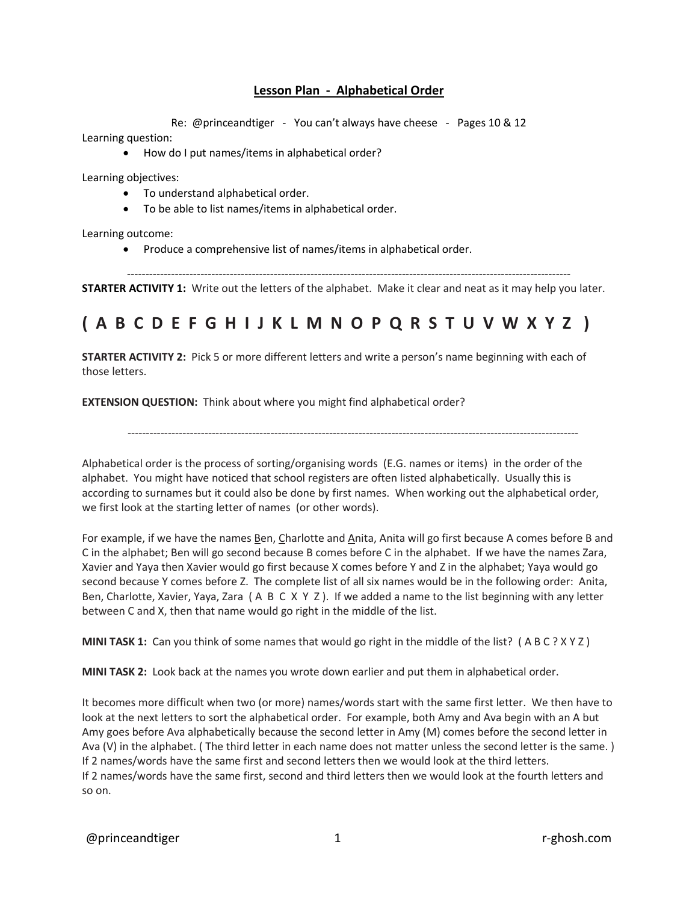## Lesson Plan - Alphabetical Order

Re: @princeandtiger - You can't always have cheese - Pages 10 & 12

Learning question:

- How do I put names/items in alphabetical order?

Learning objectives:

- To understand alphabetical order.
- To be able to list names/items in alphabetical order.

Learning outcome:

- Produce a comprehensive list of names/items in alphabetical order.

---

**STARTER ACTIVITY 1:** Write out the letters of the alphabet. Make it clear and neat as it may help you later.

**( A B C D E F G H I J K L M N O P Q R S T U V W X Y Z )**

**STARTER ACTIVITY 2:** Pick 5 or more different letters and write a person's name beginning with each of those letters.

**EXTENSION QUESTION:** Think about where you might find alphabetical order?

---

Alphabetical order is the process of sorting/organising words (E.G. names or items) in the order of the alphabet. You might have noticed that school registers are often listed alphabetically. Usually this is according to surnames but it could also be done by first names. When working out the alphabetical order, we first look at the starting letter of names (or other words).

For example, if we have the names <u>B</u>en, <u>C</u>harlotte and <u>A</u>nita, Anita will go first because A comes before B and C in the alphabet; Ben will go second because B comes before C in the alphabet. If we have the names Zara, Xavier and Yaya then Xavier would go first because X comes before Y and Z in the alphabet; Yaya would go second because Y comes before Z. The complete list of all six names would be in the following order: Anita, Ben, Charlotte, Xavier, Yaya, Zara ( A B C X Y Z ). If we added a name to the list beginning with any letter between C and X, then that name would go right in the middle of the list.

**MINI TASK 1:** Can you think of some names that would go right in the middle of the list? ( A B C ? X Y Z )

**MINI TASK 2:** Look back at the names you wrote down earlier and put them in alphabetical order.

It becomes more difficult when two (or more) names/words start with the same first letter. We then have to look at the next letters to sort the alphabetical order. For example, both Amy and Ava begin with an A but Amy goes before Ava alphabetically because the second letter in Amy (M) comes before the second letter in Ava (V) in the alphabet. ( The third letter in each name does not matter unless the second letter is the same. )
If 2 names/words have the same first and second letters then we would look at the third letters.
If 2 names/words have the same first, second and third letters then we would look at the fourth letters and so on.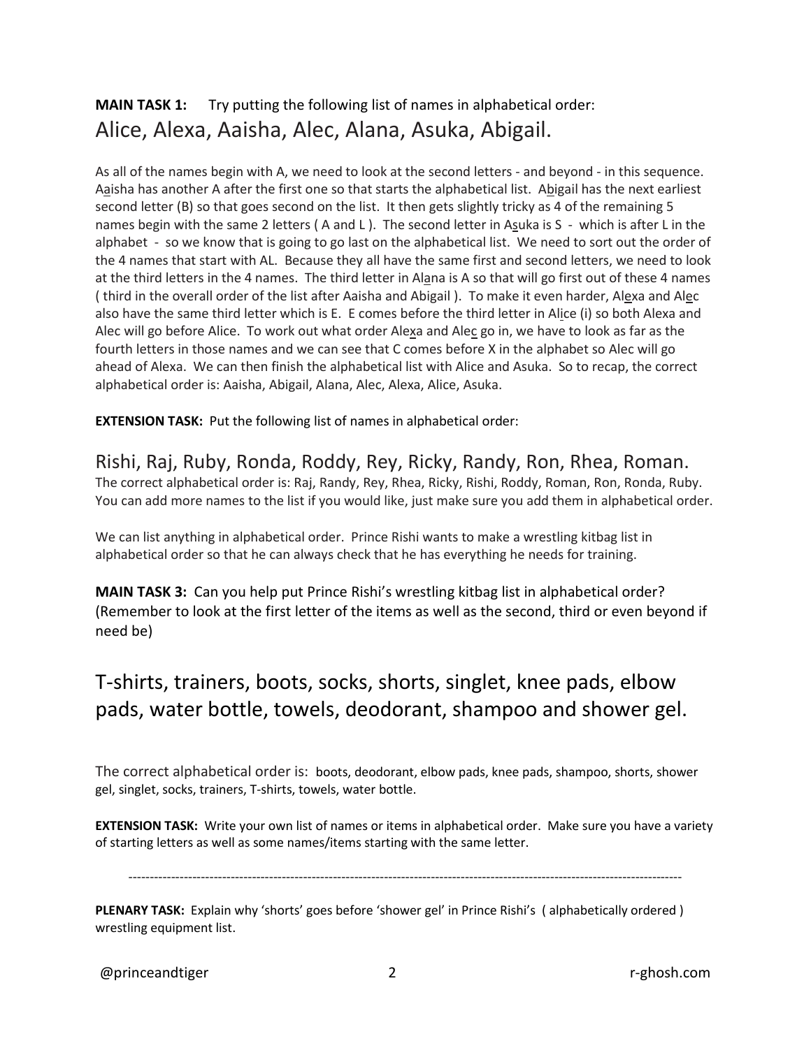**MAIN TASK 1:** Try putting the following list of names in alphabetical order:

Alice, Alexa, Aaisha, Alec, Alana, Asuka, Abigail.

As all of the names begin with A, we need to look at the second letters - and beyond - in this sequence. Aaisha has another A after the first one so that starts the alphabetical list. Abigail has the next earliest second letter (B) so that goes second on the list. It then gets slightly tricky as 4 of the remaining 5 names begin with the same 2 letters ( A and L ). The second letter in Asuka is S - which is after L in the alphabet - so we know that is going to go last on the alphabetical list. We need to sort out the order of the 4 names that start with AL. Because they all have the same first and second letters, we need to look at the third letters in the 4 names. The third letter in Alana is A so that will go first out of these 4 names ( third in the overall order of the list after Aaisha and Abigail ). To make it even harder, Alexa and Alec also have the same third letter which is E. E comes before the third letter in Alice (i) so both Alexa and Alec will go before Alice. To work out what order Alexa and Alec go in, we have to look as far as the fourth letters in those names and we can see that C comes before X in the alphabet so Alec will go ahead of Alexa. We can then finish the alphabetical list with Alice and Asuka. So to recap, the correct alphabetical order is: Aaisha, Abigail, Alana, Alec, Alexa, Alice, Asuka.

**EXTENSION TASK:** Put the following list of names in alphabetical order:

Rishi, Raj, Ruby, Ronda, Roddy, Rey, Ricky, Randy, Ron, Rhea, Roman.

The correct alphabetical order is: Raj, Randy, Rey, Rhea, Ricky, Rishi, Roddy, Roman, Ron, Ronda, Ruby.
You can add more names to the list if you would like, just make sure you add them in alphabetical order.

We can list anything in alphabetical order. Prince Rishi wants to make a wrestling kitbag list in alphabetical order so that he can always check that he has everything he needs for training.

**MAIN TASK 3:** Can you help put Prince Rishi's wrestling kitbag list in alphabetical order? (Remember to look at the first letter of the items as well as the second, third or even beyond if need be)

## T-shirts, trainers, boots, socks, shorts, singlet, knee pads, elbow pads, water bottle, towels, deodorant, shampoo and shower gel.

The correct alphabetical order is: boots, deodorant, elbow pads, knee pads, shampoo, shorts, shower gel, singlet, socks, trainers, T-shirts, towels, water bottle.

**EXTENSION TASK:** Write your own list of names or items in alphabetical order. Make sure you have a variety of starting letters as well as some names/items starting with the same letter.

---

**PLENARY TASK:** Explain why 'shorts' goes before 'shower gel' in Prince Rishi's ( alphabetically ordered ) wrestling equipment list.

@princeandtiger r-ghosh.com